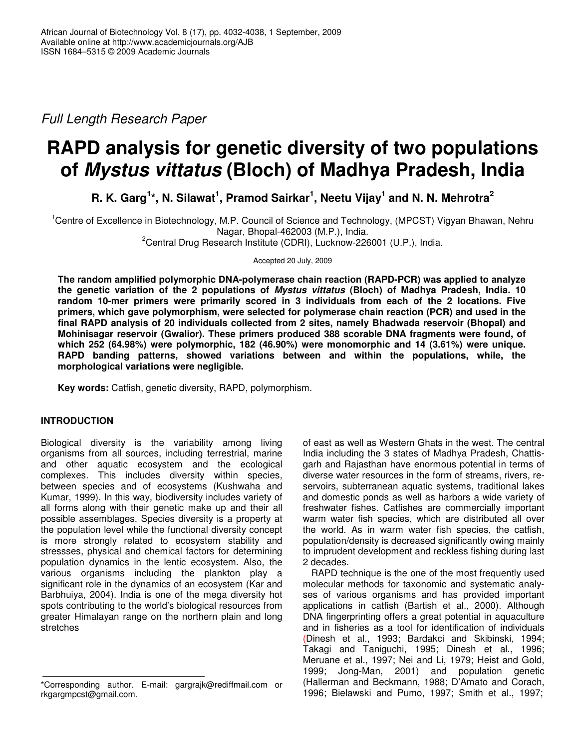*Full Length Research Paper*

# RAPD analysis for genetic diversity of two populations of *Mystus vittatus* (Bloch) of Madhya Pradesh, India

**R. K. Garg[1]*, N. Silawat[1], Pramod Sairkar[1], Neetu Vijay[1] and N. N. Mehrotra[2]**

[1]Centre of Excellence in Biotechnology, M.P. Council of Science and Technology, (MPCST) Vigyan Bhawan, Nehru Nagar, Bhopal-462003 (M.P.), India.
[2]Central Drug Research Institute (CDRI), Lucknow-226001 (U.P.), India.

Accepted 20 July, 2009

**The random amplified polymorphic DNA-polymerase chain reaction (RAPD-PCR) was applied to analyze the genetic variation of the 2 populations of *Mystus vittatus* (Bloch) of Madhya Pradesh, India. 10 random 10-mer primers were primarily scored in 3 individuals from each of the 2 locations. Five primers, which gave polymorphism, were selected for polymerase chain reaction (PCR) and used in the final RAPD analysis of 20 individuals collected from 2 sites, namely Bhadwada reservoir (Bhopal) and Mohinisagar reservoir (Gwalior). These primers produced 388 scorable DNA fragments were found, of which 252 (64.98%) were polymorphic, 182 (46.90%) were monomorphic and 14 (3.61%) were unique. RAPD banding patterns, showed variations between and within the populations, while, the morphological variations were negligible.**

**Key words:** Catfish, genetic diversity, RAPD, polymorphism.

## INTRODUCTION

Biological diversity is the variability among living organisms from all sources, including terrestrial, marine and other aquatic ecosystem and the ecological complexes. This includes diversity within species, between species and of ecosystems (Kushwaha and Kumar, 1999). In this way, biodiversity includes variety of all forms along with their genetic make up and their all possible assemblages. Species diversity is a property at the population level while the functional diversity concept is more strongly related to ecosystem stability and stressses, physical and chemical factors for determining population dynamics in the lentic ecosystem. Also, the various organisms including the plankton play a significant role in the dynamics of an ecosystem (Kar and Barbhuiya, 2004). India is one of the mega diversity hot spots contributing to the world's biological resources from greater Himalayan range on the northern plain and long stretches of east as well as Western Ghats in the west. The central India including the 3 states of Madhya Pradesh, Chattisgarh and Rajasthan have enormous potential in terms of diverse water resources in the form of streams, rivers, reservoirs, subterranean aquatic systems, traditional lakes and domestic ponds as well as harbors a wide variety of freshwater fishes. Catfishes are commercially important warm water fish species, which are distributed all over the world. As in warm water fish species, the catfish, population/density is decreased significantly owing mainly to imprudent development and reckless fishing during last 2 decades.

RAPD technique is the one of the most frequently used molecular methods for taxonomic and systematic analyses of various organisms and has provided important applications in catfish (Bartish et al., 2000). Although DNA fingerprinting offers a great potential in aquaculture and in fisheries as a tool for identification of individuals (Dinesh et al., 1993; Bardakci and Skibinski, 1994; Takagi and Taniguchi, 1995; Dinesh et al., 1996; Meruane et al., 1997; Nei and Li, 1979; Heist and Gold, 1999; Jong-Man, 2001) and population genetic (Hallerman and Beckmann, 1988; D'Amato and Corach, 1996; Bielawski and Pumo, 1997; Smith et al., 1997;

*Corresponding author. E-mail: gargrajk@rediffmail.com or rkgargmpcst@gmail.com.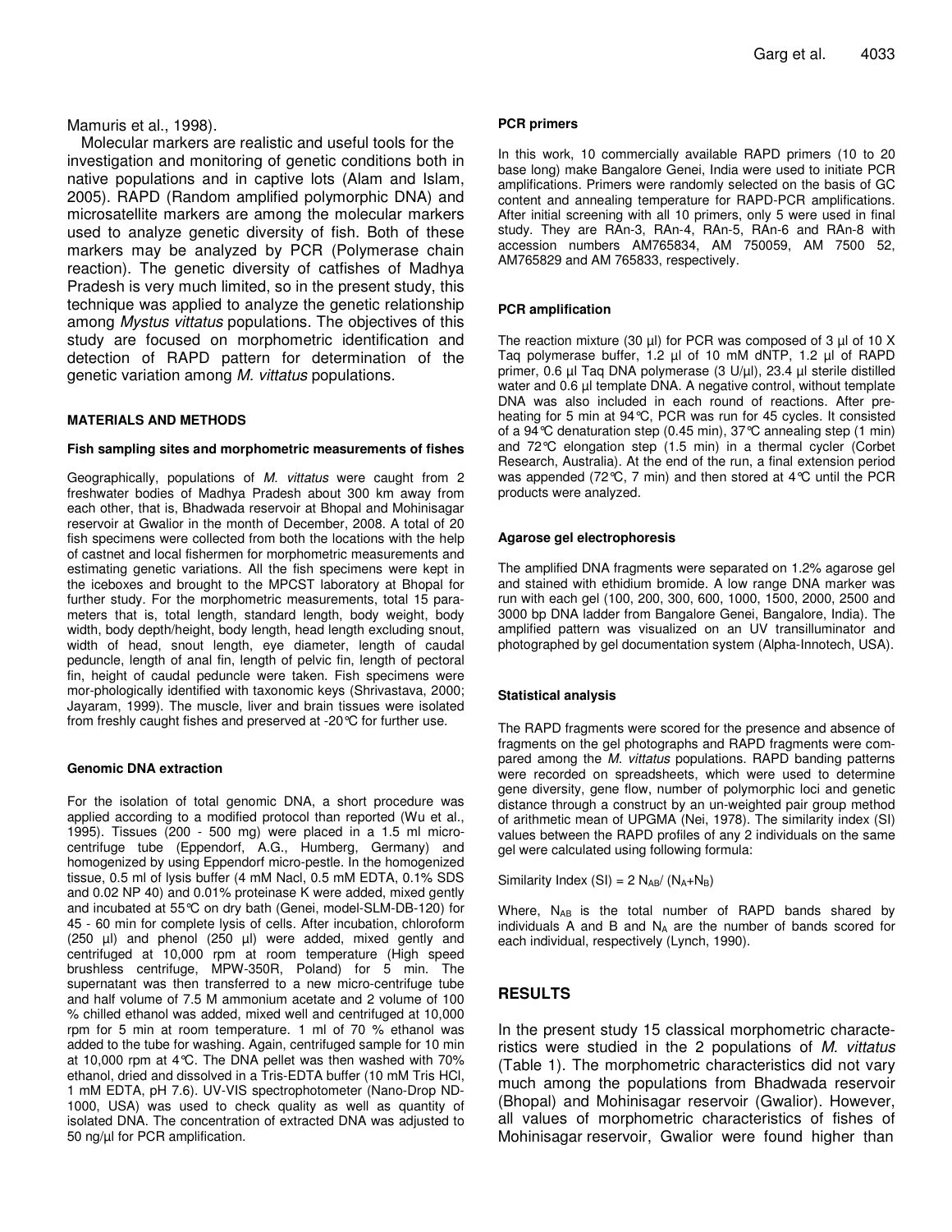Mamuris et al., 1998).

Molecular markers are realistic and useful tools for the investigation and monitoring of genetic conditions both in native populations and in captive lots (Alam and Islam, 2005). RAPD (Random amplified polymorphic DNA) and microsatellite markers are among the molecular markers used to analyze genetic diversity of fish. Both of these markers may be analyzed by PCR (Polymerase chain reaction). The genetic diversity of catfishes of Madhya Pradesh is very much limited, so in the present study, this technique was applied to analyze the genetic relationship among *Mystus vittatus* populations. The objectives of this study are focused on morphometric identification and detection of RAPD pattern for determination of the genetic variation among *M. vittatus* populations.

## MATERIALS AND METHODS

### Fish sampling sites and morphometric measurements of fishes

Geographically, populations of *M. vittatus* were caught from 2 freshwater bodies of Madhya Pradesh about 300 km away from each other, that is, Bhadwada reservoir at Bhopal and Mohinisagar reservoir at Gwalior in the month of December, 2008. A total of 20 fish specimens were collected from both the locations with the help of castnet and local fishermen for morphometric measurements and estimating genetic variations. All the fish specimens were kept in the iceboxes and brought to the MPCST laboratory at Bhopal for further study. For the morphometric measurements, total 15 parameters that is, total length, standard length, body weight, body width, body depth/height, body length, head length excluding snout, width of head, snout length, eye diameter, length of caudal peduncle, length of anal fin, length of pelvic fin, length of pectoral fin, height of caudal peduncle were taken. Fish specimens were mor-phologically identified with taxonomic keys (Shrivastava, 2000; Jayaram, 1999). The muscle, liver and brain tissues were isolated from freshly caught fishes and preserved at -20°C for further use.

### Genomic DNA extraction

For the isolation of total genomic DNA, a short procedure was applied according to a modified protocol than reported (Wu et al., 1995). Tissues (200 - 500 mg) were placed in a 1.5 ml micro-centrifuge tube (Eppendorf, A.G., Humberg, Germany) and homogenized by using Eppendorf micro-pestle. In the homogenized tissue, 0.5 ml of lysis buffer (4 mM Nacl, 0.5 mM EDTA, 0.1% SDS and 0.02 NP 40) and 0.01% proteinase K were added, mixed gently and incubated at 55°C on dry bath (Genei, model-SLM-DB-120) for 45 - 60 min for complete lysis of cells. After incubation, chloroform (250 µl) and phenol (250 µl) were added, mixed gently and centrifuged at 10,000 rpm at room temperature (High speed brushless centrifuge, MPW-350R, Poland) for 5 min. The supernatant was then transferred to a new micro-centrifuge tube and half volume of 7.5 M ammonium acetate and 2 volume of 100 % chilled ethanol was added, mixed well and centrifuged at 10,000 rpm for 5 min at room temperature. 1 ml of 70 % ethanol was added to the tube for washing. Again, centrifuged sample for 10 min at 10,000 rpm at 4°C. The DNA pellet was then washed with 70% ethanol, dried and dissolved in a Tris-EDTA buffer (10 mM Tris HCl, 1 mM EDTA, pH 7.6). UV-VIS spectrophotometer (Nano-Drop ND-1000, USA) was used to check quality as well as quantity of isolated DNA. The concentration of extracted DNA was adjusted to 50 ng/µl for PCR amplification.

### PCR primers

In this work, 10 commercially available RAPD primers (10 to 20 base long) make Bangalore Genei, India were used to initiate PCR amplifications. Primers were randomly selected on the basis of GC content and annealing temperature for RAPD-PCR amplifications. After initial screening with all 10 primers, only 5 were used in final study. They are RAn-3, RAn-4, RAn-5, RAn-6 and RAn-8 with accession numbers AM765834, AM 750059, AM 7500 52, AM765829 and AM 765833, respectively.

### PCR amplification

The reaction mixture (30 µl) for PCR was composed of 3 µl of 10 X Taq polymerase buffer, 1.2 µl of 10 mM dNTP, 1.2 µl of RAPD primer, 0.6 µl Taq DNA polymerase (3 U/µl), 23.4 µl sterile distilled water and 0.6 µl template DNA. A negative control, without template DNA was also included in each round of reactions. After pre-heating for 5 min at 94°C, PCR was run for 45 cycles. It consisted of a 94°C denaturation step (0.45 min), 37°C annealing step (1 min) and 72°C elongation step (1.5 min) in a thermal cycler (Corbet Research, Australia). At the end of the run, a final extension period was appended (72°C, 7 min) and then stored at 4°C until the PCR products were analyzed.

### Agarose gel electrophoresis

The amplified DNA fragments were separated on 1.2% agarose gel and stained with ethidium bromide. A low range DNA marker was run with each gel (100, 200, 300, 600, 1000, 1500, 2000, 2500 and 3000 bp DNA ladder from Bangalore Genei, Bangalore, India). The amplified pattern was visualized on an UV transilluminator and photographed by gel documentation system (Alpha-Innotech, USA).

### Statistical analysis

The RAPD fragments were scored for the presence and absence of fragments on the gel photographs and RAPD fragments were compared among the *M. vittatus* populations. RAPD banding patterns were recorded on spreadsheets, which were used to determine gene diversity, gene flow, number of polymorphic loci and genetic distance through a construct by an un-weighted pair group method of arithmetic mean of UPGMA (Nei, 1978). The similarity index (SI) values between the RAPD profiles of any 2 individuals on the same gel were calculated using following formula:

$$\text{Similarity Index (SI)} = 2\, N_{AB} / (N_A + N_B)$$

Where, $N_{AB}$ is the total number of RAPD bands shared by individuals A and B and $N_A$ are the number of bands scored for each individual, respectively (Lynch, 1990).

## RESULTS

In the present study 15 classical morphometric characteristics were studied in the 2 populations of *M. vittatus* (Table 1). The morphometric characteristics did not vary much among the populations from Bhadwada reservoir (Bhopal) and Mohinisagar reservoir (Gwalior). However, all values of morphometric characteristics of fishes of Mohinisagar reservoir, Gwalior were found higher than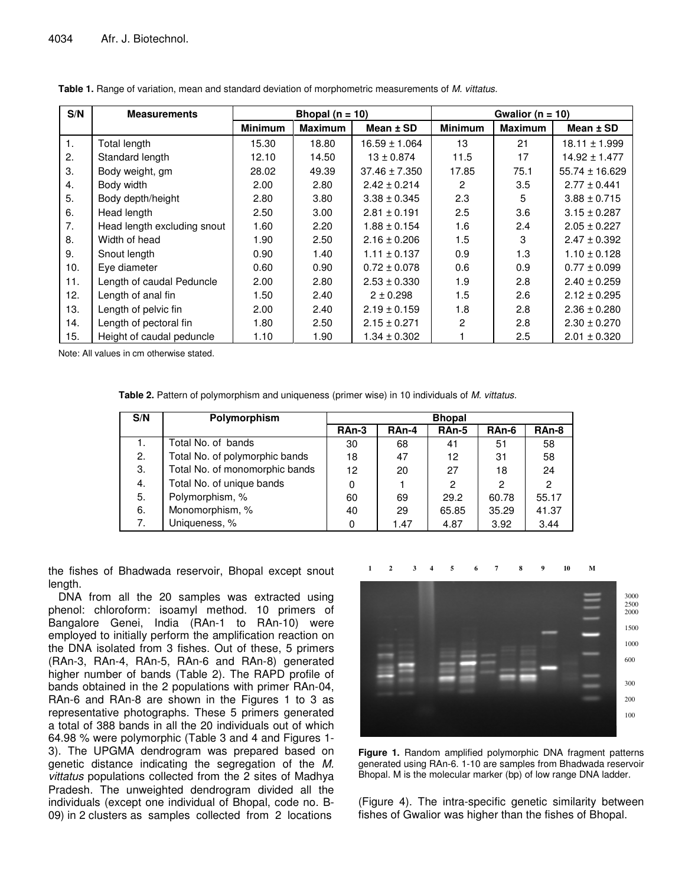**Table 1.** Range of variation, mean and standard deviation of morphometric measurements of *M. vittatus*.

| S/N | Measurements | Bhopal (n = 10) | | | Gwalior (n = 10) | | |
|---|---|---|---|---|---|---|---|
| | | Minimum | Maximum | Mean ± SD | Minimum | Maximum | Mean ± SD |
| 1. | Total length | 15.30 | 18.80 | 16.59 ± 1.064 | 13 | 21 | 18.11 ± 1.999 |
| 2. | Standard length | 12.10 | 14.50 | 13 ± 0.874 | 11.5 | 17 | 14.92 ± 1.477 |
| 3. | Body weight, gm | 28.02 | 49.39 | 37.46 ± 7.350 | 17.85 | 75.1 | 55.74 ± 16.629 |
| 4. | Body width | 2.00 | 2.80 | 2.42 ± 0.214 | 2 | 3.5 | 2.77 ± 0.441 |
| 5. | Body depth/height | 2.80 | 3.80 | 3.38 ± 0.345 | 2.3 | 5 | 3.88 ± 0.715 |
| 6. | Head length | 2.50 | 3.00 | 2.81 ± 0.191 | 2.5 | 3.6 | 3.15 ± 0.287 |
| 7. | Head length excluding snout | 1.60 | 2.20 | 1.88 ± 0.154 | 1.6 | 2.4 | 2.05 ± 0.227 |
| 8. | Width of head | 1.90 | 2.50 | 2.16 ± 0.206 | 1.5 | 3 | 2.47 ± 0.392 |
| 9. | Snout length | 0.90 | 1.40 | 1.11 ± 0.137 | 0.9 | 1.3 | 1.10 ± 0.128 |
| 10. | Eye diameter | 0.60 | 0.90 | 0.72 ± 0.078 | 0.6 | 0.9 | 0.77 ± 0.099 |
| 11. | Length of caudal Peduncle | 2.00 | 2.80 | 2.53 ± 0.330 | 1.9 | 2.8 | 2.40 ± 0.259 |
| 12. | Length of anal fin | 1.50 | 2.40 | 2 ± 0.298 | 1.5 | 2.6 | 2.12 ± 0.295 |
| 13. | Length of pelvic fin | 2.00 | 2.40 | 2.19 ± 0.159 | 1.8 | 2.8 | 2.36 ± 0.280 |
| 14. | Length of pectoral fin | 1.80 | 2.50 | 2.15 ± 0.271 | 2 | 2.8 | 2.30 ± 0.270 |
| 15. | Height of caudal peduncle | 1.10 | 1.90 | 1.34 ± 0.302 | 1 | 2.5 | 2.01 ± 0.320 |

Note: All values in cm otherwise stated.

**Table 2.** Pattern of polymorphism and uniqueness (primer wise) in 10 individuals of *M. vittatus*.

| S/N | Polymorphism | Bhopal | | | | |
|---|---|---|---|---|---|---|
| | | RAn-3 | RAn-4 | RAn-5 | RAn-6 | RAn-8 |
| 1. | Total No. of bands | 30 | 68 | 41 | 51 | 58 |
| 2. | Total No. of polymorphic bands | 18 | 47 | 12 | 31 | 58 |
| 3. | Total No. of monomorphic bands | 12 | 20 | 27 | 18 | 24 |
| 4. | Total No. of unique bands | 0 | 1 | 2 | 2 | 2 |
| 5. | Polymorphism, % | 60 | 69 | 29.2 | 60.78 | 55.17 |
| 6. | Monomorphism, % | 40 | 29 | 65.85 | 35.29 | 41.37 |
| 7. | Uniqueness, % | 0 | 1.47 | 4.87 | 3.92 | 3.44 |

the fishes of Bhadwada reservoir, Bhopal except snout length.

DNA from all the 20 samples was extracted using phenol: chloroform: isoamyl method. 10 primers of Bangalore Genei, India (RAn-1 to RAn-10) were employed to initially perform the amplification reaction on the DNA isolated from 3 fishes. Out of these, 5 primers (RAn-3, RAn-4, RAn-5, RAn-6 and RAn-8) generated higher number of bands (Table 2). The RAPD profile of bands obtained in the 2 populations with primer RAn-04, RAn-6 and RAn-8 are shown in the Figures 1 to 3 as representative photographs. These 5 primers generated a total of 388 bands in all the 20 individuals out of which 64.98 % were polymorphic (Table 3 and 4 and Figures 1-3). The UPGMA dendrogram was prepared based on genetic distance indicating the segregation of the *M. vittatus* populations collected from the 2 sites of Madhya Pradesh. The unweighted dendrogram divided all the individuals (except one individual of Bhopal, code no. B-09) in 2 clusters as samples collected from 2 locations (Figure 4). The intra-specific genetic similarity between fishes of Gwalior was higher than the fishes of Bhopal.

**Figure 1.** Random amplified polymorphic DNA fragment patterns generated using RAn-6. 1-10 are samples from Bhadwada reservoir Bhopal. M is the molecular marker (bp) of low range DNA ladder.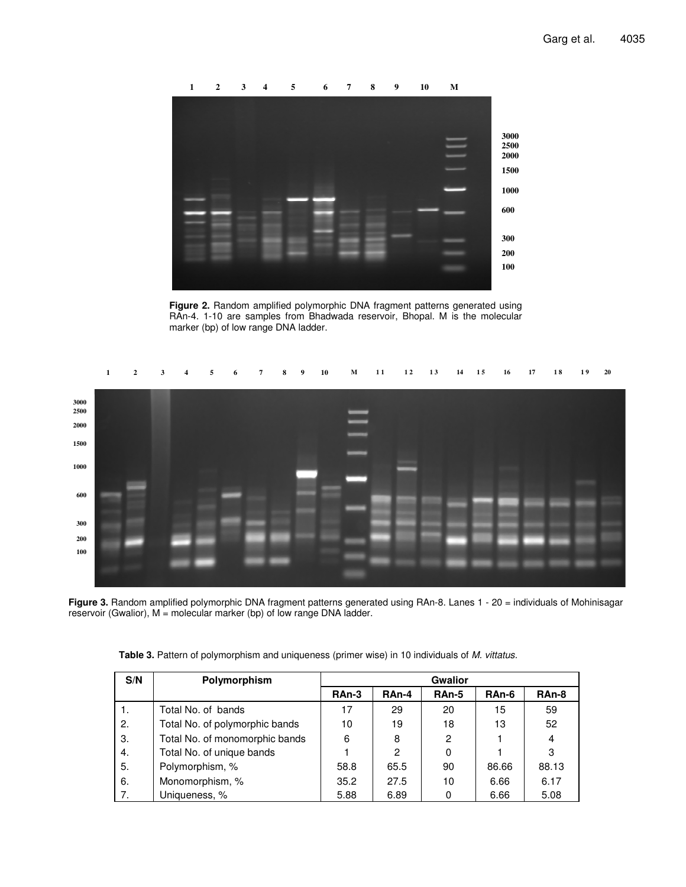**Figure 2.** Random amplified polymorphic DNA fragment patterns generated using RAn-4. 1-10 are samples from Bhadwada reservoir, Bhopal. M is the molecular marker (bp) of low range DNA ladder.

**Figure 3.** Random amplified polymorphic DNA fragment patterns generated using RAn-8. Lanes 1 - 20 = individuals of Mohinisagar reservoir (Gwalior), M = molecular marker (bp) of low range DNA ladder.

**Table 3.** Pattern of polymorphism and uniqueness (primer wise) in 10 individuals of *M. vittatus.*

| S/N | Polymorphism | Gwalior | | | | |
|---|---|---|---|---|---|---|
| | | RAn-3 | RAn-4 | RAn-5 | RAn-6 | RAn-8 |
| 1. | Total No. of bands | 17 | 29 | 20 | 15 | 59 |
| 2. | Total No. of polymorphic bands | 10 | 19 | 18 | 13 | 52 |
| 3. | Total No. of monomorphic bands | 6 | 8 | 2 | 1 | 4 |
| 4. | Total No. of unique bands | 1 | 2 | 0 | 1 | 3 |
| 5. | Polymorphism, % | 58.8 | 65.5 | 90 | 86.66 | 88.13 |
| 6. | Monomorphism, % | 35.2 | 27.5 | 10 | 6.66 | 6.17 |
| 7. | Uniqueness, % | 5.88 | 6.89 | 0 | 6.66 | 5.08 |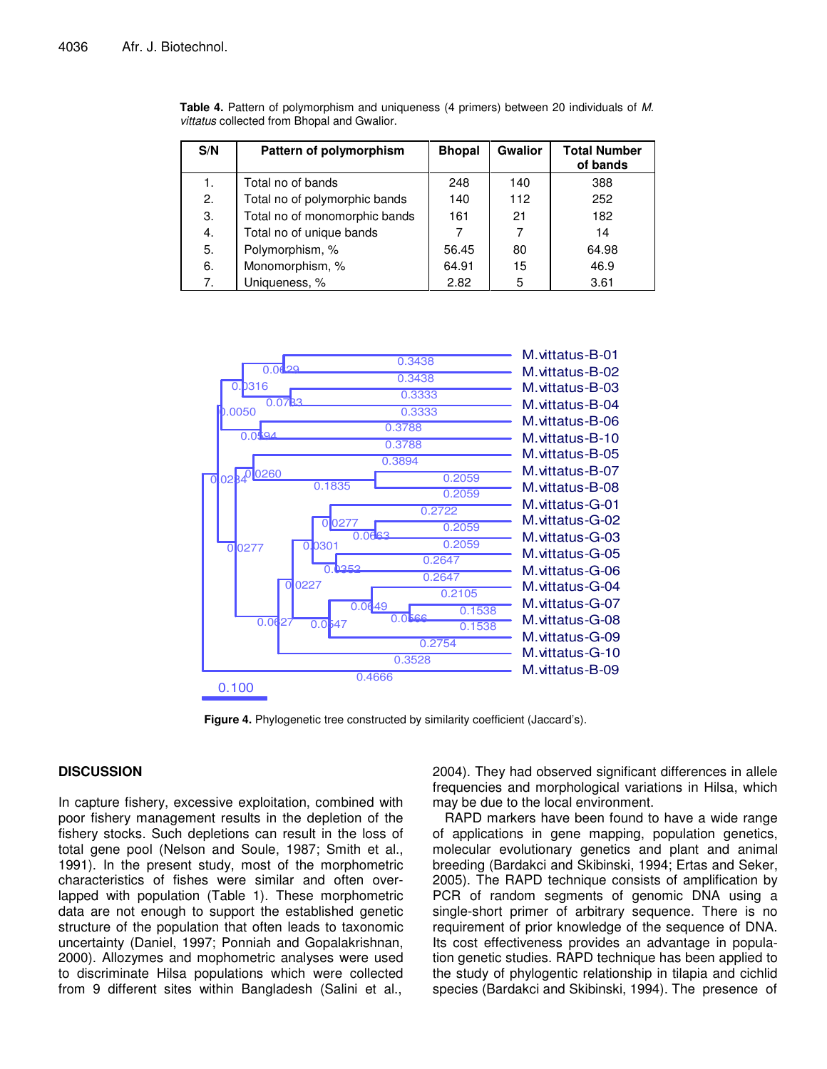**Table 4.** Pattern of polymorphism and uniqueness (4 primers) between 20 individuals of *M. vittatus* collected from Bhopal and Gwalior.

| S/N | Pattern of polymorphism | Bhopal | Gwalior | Total Number of bands |
|---|---|---|---|---|
| 1. | Total no of bands | 248 | 140 | 388 |
| 2. | Total no of polymorphic bands | 140 | 112 | 252 |
| 3. | Total no of monomorphic bands | 161 | 21 | 182 |
| 4. | Total no of unique bands | 7 | 7 | 14 |
| 5. | Polymorphism, % | 56.45 | 80 | 64.98 |
| 6. | Monomorphism, % | 64.91 | 15 | 46.9 |
| 7. | Uniqueness, % | 2.82 | 5 | 3.61 |

**Figure 4.** Phylogenetic tree constructed by similarity coefficient (Jaccard's).

## DISCUSSION

In capture fishery, excessive exploitation, combined with poor fishery management results in the depletion of the fishery stocks. Such depletions can result in the loss of total gene pool (Nelson and Soule, 1987; Smith et al., 1991). In the present study, most of the morphometric characteristics of fishes were similar and often overlapped with population (Table 1). These morphometric data are not enough to support the established genetic structure of the population that often leads to taxonomic uncertainty (Daniel, 1997; Ponniah and Gopalakrishnan, 2000). Allozymes and mophometric analyses were used to discriminate Hilsa populations which were collected from 9 different sites within Bangladesh (Salini et al., 2004). They had observed significant differences in allele frequencies and morphological variations in Hilsa, which may be due to the local environment.

RAPD markers have been found to have a wide range of applications in gene mapping, population genetics, molecular evolutionary genetics and plant and animal breeding (Bardakci and Skibinski, 1994; Ertas and Seker, 2005). The RAPD technique consists of amplification by PCR of random segments of genomic DNA using a single-short primer of arbitrary sequence. There is no requirement of prior knowledge of the sequence of DNA. Its cost effectiveness provides an advantage in population genetic studies. RAPD technique has been applied to the study of phylogentic relationship in tilapia and cichlid species (Bardakci and Skibinski, 1994). The presence of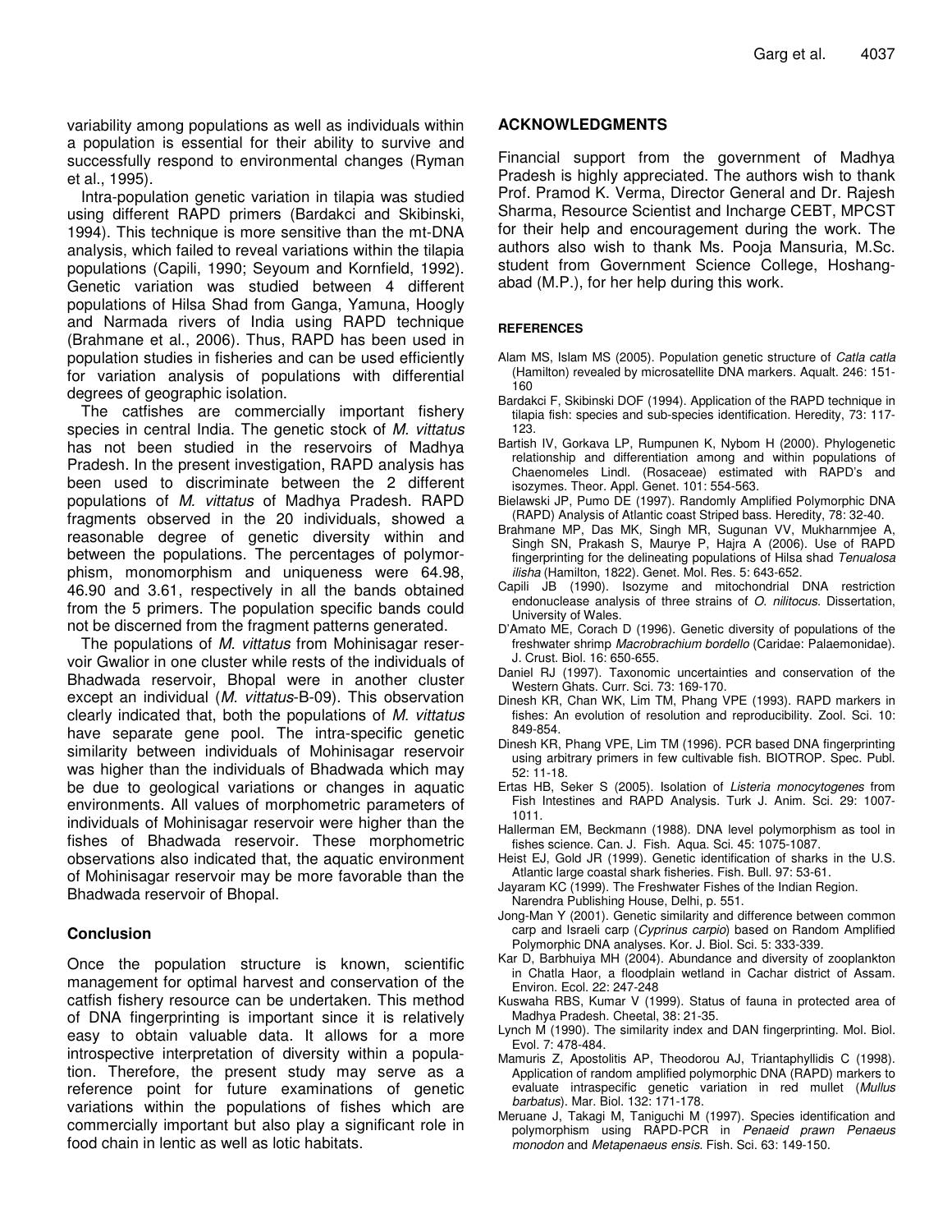variability among populations as well as individuals within a population is essential for their ability to survive and successfully respond to environmental changes (Ryman et al., 1995).

Intra-population genetic variation in tilapia was studied using different RAPD primers (Bardakci and Skibinski, 1994). This technique is more sensitive than the mt-DNA analysis, which failed to reveal variations within the tilapia populations (Capili, 1990; Seyoum and Kornfield, 1992). Genetic variation was studied between 4 different populations of Hilsa Shad from Ganga, Yamuna, Hoogly and Narmada rivers of India using RAPD technique (Brahmane et al., 2006). Thus, RAPD has been used in population studies in fisheries and can be used efficiently for variation analysis of populations with differential degrees of geographic isolation.

The catfishes are commercially important fishery species in central India. The genetic stock of *M. vittatus* has not been studied in the reservoirs of Madhya Pradesh. In the present investigation, RAPD analysis has been used to discriminate between the 2 different populations of *M. vittatus* of Madhya Pradesh. RAPD fragments observed in the 20 individuals, showed a reasonable degree of genetic diversity within and between the populations. The percentages of polymorphism, monomorphism and uniqueness were 64.98, 46.90 and 3.61, respectively in all the bands obtained from the 5 primers. The population specific bands could not be discerned from the fragment patterns generated.

The populations of *M. vittatus* from Mohinisagar reservoir Gwalior in one cluster while rests of the individuals of Bhadwada reservoir, Bhopal were in another cluster except an individual (*M. vittatus*-B-09). This observation clearly indicated that, both the populations of *M. vittatus* have separate gene pool. The intra-specific genetic similarity between individuals of Mohinisagar reservoir was higher than the individuals of Bhadwada which may be due to geological variations or changes in aquatic environments. All values of morphometric parameters of individuals of Mohinisagar reservoir were higher than the fishes of Bhadwada reservoir. These morphometric observations also indicated that, the aquatic environment of Mohinisagar reservoir may be more favorable than the Bhadwada reservoir of Bhopal.

## Conclusion

Once the population structure is known, scientific management for optimal harvest and conservation of the catfish fishery resource can be undertaken. This method of DNA fingerprinting is important since it is relatively easy to obtain valuable data. It allows for a more introspective interpretation of diversity within a population. Therefore, the present study may serve as a reference point for future examinations of genetic variations within the populations of fishes which are commercially important but also play a significant role in food chain in lentic as well as lotic habitats.

## ACKNOWLEDGMENTS

Financial support from the government of Madhya Pradesh is highly appreciated. The authors wish to thank Prof. Pramod K. Verma, Director General and Dr. Rajesh Sharma, Resource Scientist and Incharge CEBT, MPCST for their help and encouragement during the work. The authors also wish to thank Ms. Pooja Mansuria, M.Sc. student from Government Science College, Hoshangabad (M.P.), for her help during this work.

## REFERENCES

Alam MS, Islam MS (2005). Population genetic structure of *Catla catla* (Hamilton) revealed by microsatellite DNA markers. Aqualt. 246: 151-160

Bardakci F, Skibinski DOF (1994). Application of the RAPD technique in tilapia fish: species and sub-species identification. Heredity, 73: 117-123.

Bartish IV, Gorkava LP, Rumpunen K, Nybom H (2000). Phylogenetic relationship and differentiation among and within populations of Chaenomeles Lindl. (Rosaceae) estimated with RAPD's and isozymes. Theor. Appl. Genet. 101: 554-563.

Bielawski JP, Pumo DE (1997). Randomly Amplified Polymorphic DNA (RAPD) Analysis of Atlantic coast Striped bass. Heredity, 78: 32-40.

Brahmane MP, Das MK, Singh MR, Sugunan VV, Mukharnmjee A, Singh SN, Prakash S, Maurye P, Hajra A (2006). Use of RAPD fingerprinting for the delineating populations of Hilsa shad *Tenualosa ilisha* (Hamilton, 1822). Genet. Mol. Res. 5: 643-652.

Capili JB (1990). Isozyme and mitochondrial DNA restriction endonuclease analysis of three strains of *O. nilitocus*. Dissertation, University of Wales.

D'Amato ME, Corach D (1996). Genetic diversity of populations of the freshwater shrimp *Macrobrachium bordello* (Caridae: Palaemonidae). J. Crust. Biol. 16: 650-655.

Daniel RJ (1997). Taxonomic uncertainties and conservation of the Western Ghats. Curr. Sci. 73: 169-170.

Dinesh KR, Chan WK, Lim TM, Phang VPE (1993). RAPD markers in fishes: An evolution of resolution and reproducibility. Zool. Sci. 10: 849-854.

Dinesh KR, Phang VPE, Lim TM (1996). PCR based DNA fingerprinting using arbitrary primers in few cultivable fish. BIOTROP. Spec. Publ. 52: 11-18.

Ertas HB, Seker S (2005). Isolation of *Listeria monocytogenes* from Fish Intestines and RAPD Analysis. Turk J. Anim. Sci. 29: 1007-1011.

Hallerman EM, Beckmann (1988). DNA level polymorphism as tool in fishes science. Can. J. Fish. Aqua. Sci. 45: 1075-1087.

Heist EJ, Gold JR (1999). Genetic identification of sharks in the U.S. Atlantic large coastal shark fisheries. Fish. Bull. 97: 53-61.

Jayaram KC (1999). The Freshwater Fishes of the Indian Region. Narendra Publishing House, Delhi, p. 551.

Jong-Man Y (2001). Genetic similarity and difference between common carp and Israeli carp (*Cyprinus carpio*) based on Random Amplified Polymorphic DNA analyses. Kor. J. Biol. Sci. 5: 333-339.

Kar D, Barbhuiya MH (2004). Abundance and diversity of zooplankton in Chatla Haor, a floodplain wetland in Cachar district of Assam. Environ. Ecol. 22: 247-248

Kuswaha RBS, Kumar V (1999). Status of fauna in protected area of Madhya Pradesh. Cheetal, 38: 21-35.

Lynch M (1990). The similarity index and DAN fingerprinting. Mol. Biol. Evol. 7: 478-484.

Mamuris Z, Apostolitis AP, Theodorou AJ, Triantaphyllidis C (1998). Application of random amplified polymorphic DNA (RAPD) markers to evaluate intraspecific genetic variation in red mullet (*Mullus barbatus*). Mar. Biol. 132: 171-178.

Meruane J, Takagi M, Taniguchi M (1997). Species identification and polymorphism using RAPD-PCR in *Penaeid prawn Penaeus monodon* and *Metapenaeus ensis*. Fish. Sci. 63: 149-150.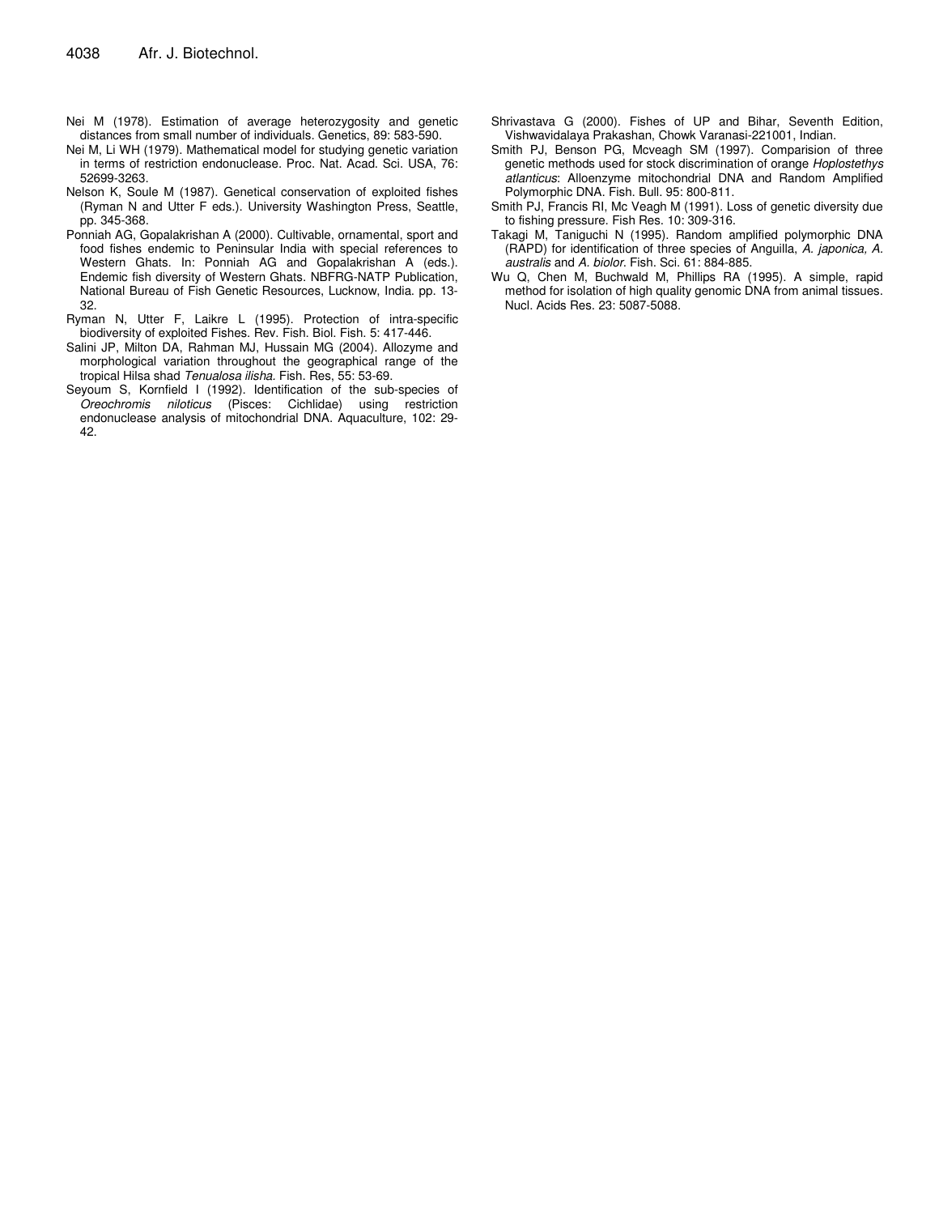Nei M (1978). Estimation of average heterozygosity and genetic distances from small number of individuals. Genetics, 89: 583-590.

Nei M, Li WH (1979). Mathematical model for studying genetic variation in terms of restriction endonuclease. Proc. Nat. Acad. Sci. USA, 76: 52699-3263.

Nelson K, Soule M (1987). Genetical conservation of exploited fishes (Ryman N and Utter F eds.). University Washington Press, Seattle, pp. 345-368.

Ponniah AG, Gopalakrishan A (2000). Cultivable, ornamental, sport and food fishes endemic to Peninsular India with special references to Western Ghats. In: Ponniah AG and Gopalakrishan A (eds.). Endemic fish diversity of Western Ghats. NBFRG-NATP Publication, National Bureau of Fish Genetic Resources, Lucknow, India. pp. 13-32.

Ryman N, Utter F, Laikre L (1995). Protection of intra-specific biodiversity of exploited Fishes. Rev. Fish. Biol. Fish. 5: 417-446.

Salini JP, Milton DA, Rahman MJ, Hussain MG (2004). Allozyme and morphological variation throughout the geographical range of the tropical Hilsa shad *Tenualosa ilisha*. Fish. Res, 55: 53-69.

Seyoum S, Kornfield I (1992). Identification of the sub-species of *Oreochromis niloticus* (Pisces: Cichlidae) using restriction endonuclease analysis of mitochondrial DNA. Aquaculture, 102: 29-42.

Shrivastava G (2000). Fishes of UP and Bihar, Seventh Edition, Vishwavidalaya Prakashan, Chowk Varanasi-221001, Indian.

Smith PJ, Benson PG, Mcveagh SM (1997). Comparision of three genetic methods used for stock discrimination of orange *Hoplostethys atlanticus*: Alloenzyme mitochondrial DNA and Random Amplified Polymorphic DNA. Fish. Bull. 95: 800-811.

Smith PJ, Francis RI, Mc Veagh M (1991). Loss of genetic diversity due to fishing pressure. Fish Res. 10: 309-316.

Takagi M, Taniguchi N (1995). Random amplified polymorphic DNA (RAPD) for identification of three species of Anguilla, *A. japonica, A. australis* and *A. biolor*. Fish. Sci. 61: 884-885.

Wu Q, Chen M, Buchwald M, Phillips RA (1995). A simple, rapid method for isolation of high quality genomic DNA from animal tissues. Nucl. Acids Res. 23: 5087-5088.